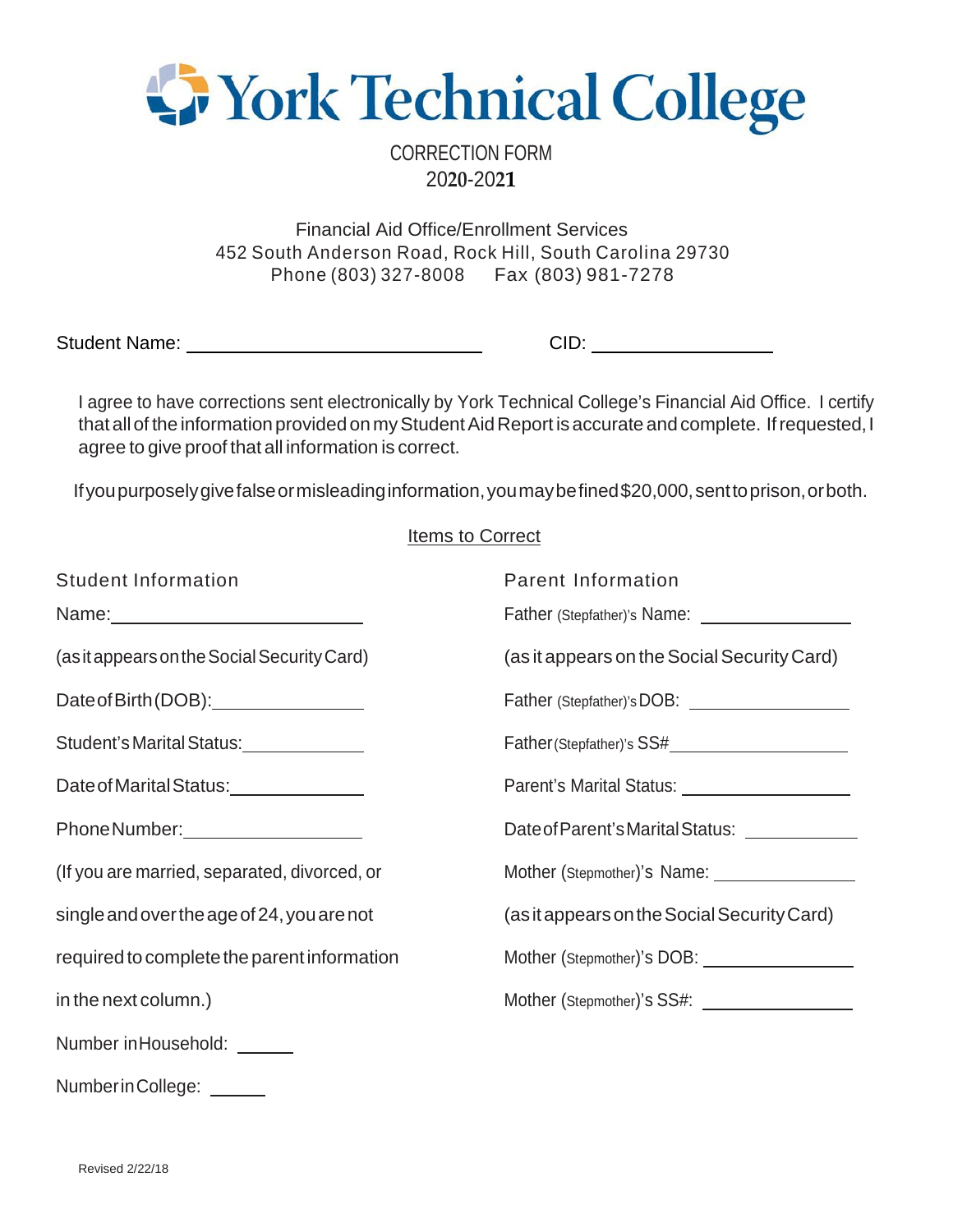# York Technical College

CORRECTION FORM
2020-2021

Financial Aid Office/Enrollment Services
452 South Anderson Road, Rock Hill, South Carolina 29730
Phone (803) 327-8008 Fax (803) 981-7278

Student Name: ______________________________ CID: ________________

I agree to have corrections sent electronically by York Technical College's Financial Aid Office. I certify that all of the information provided on my Student Aid Report is accurate and complete. If requested, I agree to give proof that all information is correct.

If you purposely give false or misleading information, you may be fined $20,000, sent to prison, or both.

Items to Correct

**Student Information**

Name: ________________________

(as it appears on the Social Security Card)

Date of Birth (DOB): ______________

Student's Marital Status: ____________

Date of Marital Status: ____________

Phone Number: ________________

(If you are married, separated, divorced, or single and over the age of 24, you are not required to complete the parent information in the next column.)

Number in Household: _____

Number in College: _____

**Parent Information**

Father (Stepfather)'s Name: ______________

(as it appears on the Social Security Card)

Father (Stepfather)'s DOB: ______________

Father (Stepfather)'s SS# ________________

Parent's Marital Status: ______________

Date of Parent's Marital Status: ___________

Mother (Stepmother)'s Name: ______________

(as it appears on the Social Security Card)

Mother (Stepmother)'s DOB: ______________

Mother (Stepmother)'s SS#: ______________

Revised 2/22/18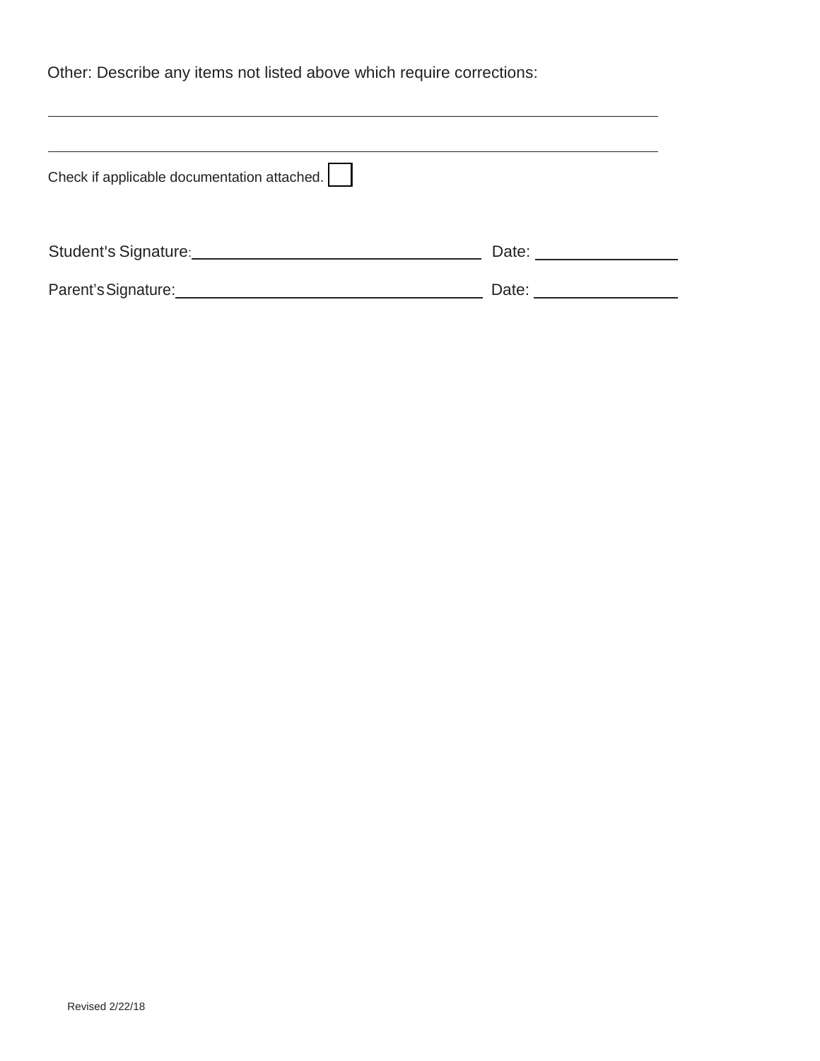Other: Describe any items not listed above which require corrections:

______________________________________________________________________

______________________________________________________________________

Check if applicable documentation attached. ☐

Student's Signature: ________________________________ Date: ______________

Parent's Signature: ________________________________ Date: ______________

Revised 2/22/18